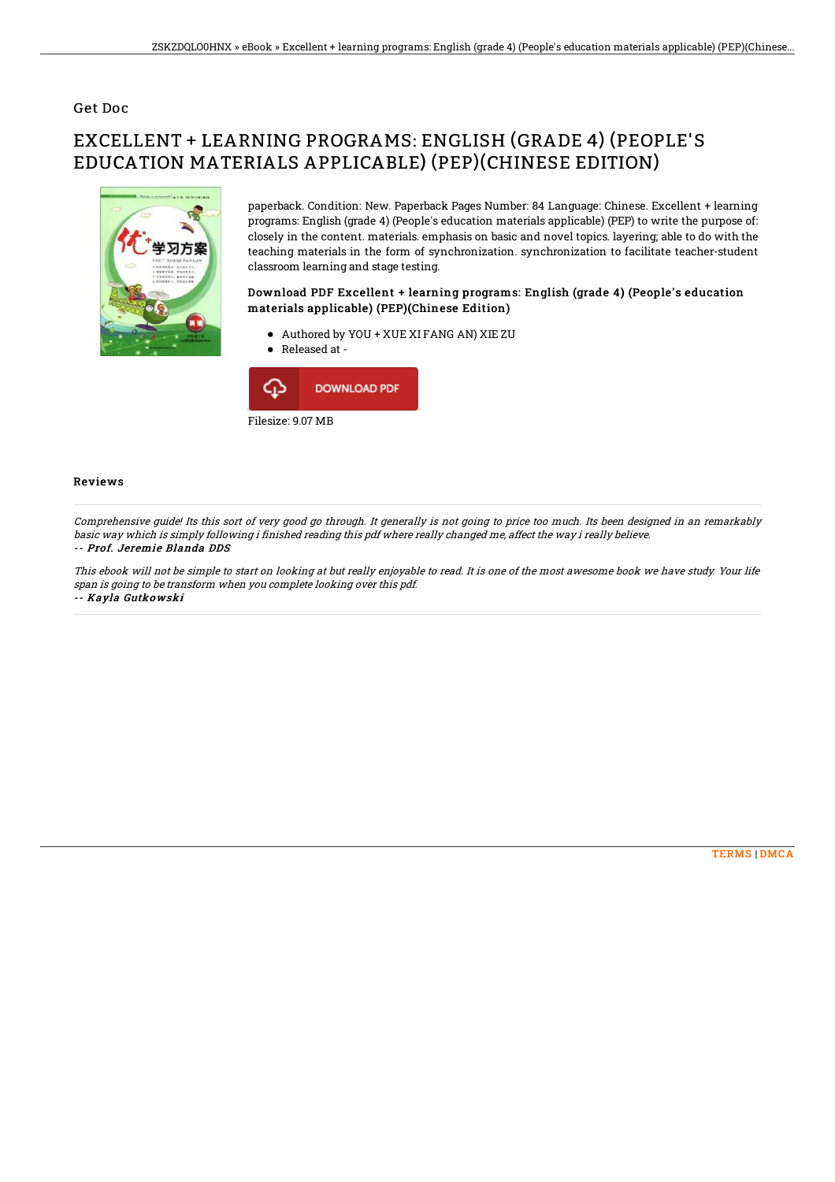Get Doc

# EXCELLENT + LEARNING PROGRAMS: ENGLISH (GRADE 4) (PEOPLE'S EDUCATION MATERIALS APPLICABLE) (PEP)(CHINESE EDITION)

paperback. Condition: New. Paperback Pages Number: 84 Language: Chinese. Excellent + learning programs: English (grade 4) (People's education materials applicable) (PEP) to write the purpose of: closely in the content. materials. emphasis on basic and novel topics. layering; able to do with the teaching materials in the form of synchronization. synchronization to facilitate teacher-student classroom learning and stage testing.

### Download PDF Excellent + learning programs: English (grade 4) (People's education materials applicable) (PEP)(Chinese Edition)

- Authored by YOU + XUE XI FANG AN) XIE ZU
- Released at -

DOWNLOAD PDF

Filesize: 9.07 MB

## Reviews

*Comprehensive guide! Its this sort of very good go through. It generally is not going to price too much. Its been designed in an remarkably basic way which is simply following i finished reading this pdf where really changed me, affect the way i really believe.*

*-- Prof. Jeremie Blanda DDS*

*This ebook will not be simple to start on looking at but really enjoyable to read. It is one of the most awesome book we have study. Your life span is going to be transform when you complete looking over this pdf.*

*-- Kayla Gutkowski*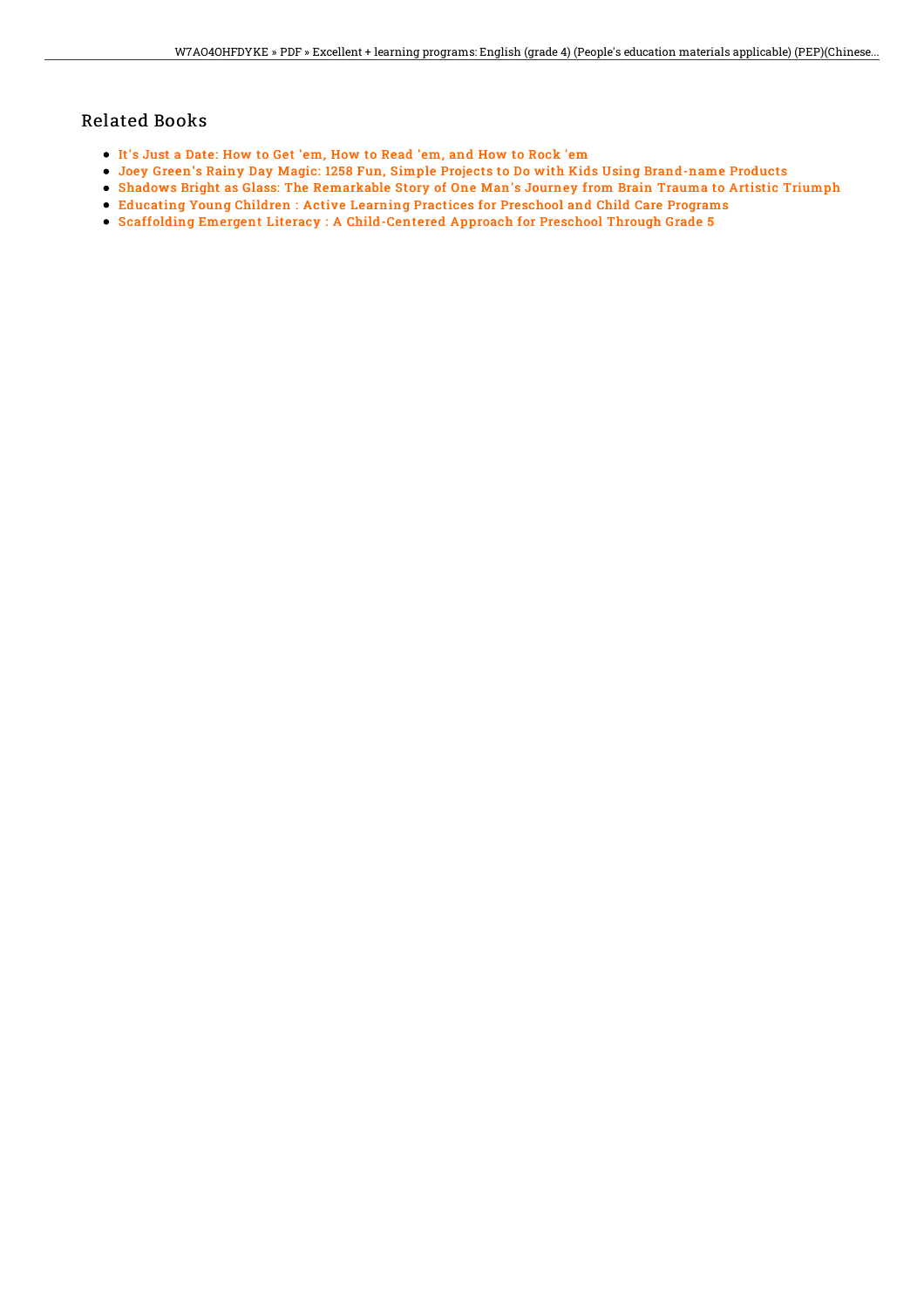## Related Books

- It's Just a Date: How to Get 'em, How to Read 'em, and How to Rock 'em
- Joey Green's Rainy Day Magic: 1258 Fun, Simple Projects to Do with Kids Using Brand-name Products
- Shadows Bright as Glass: The Remarkable Story of One Man's Journey from Brain Trauma to Artistic Triumph
- Educating Young Children : Active Learning Practices for Preschool and Child Care Programs
- Scaffolding Emergent Literacy : A Child-Centered Approach for Preschool Through Grade 5